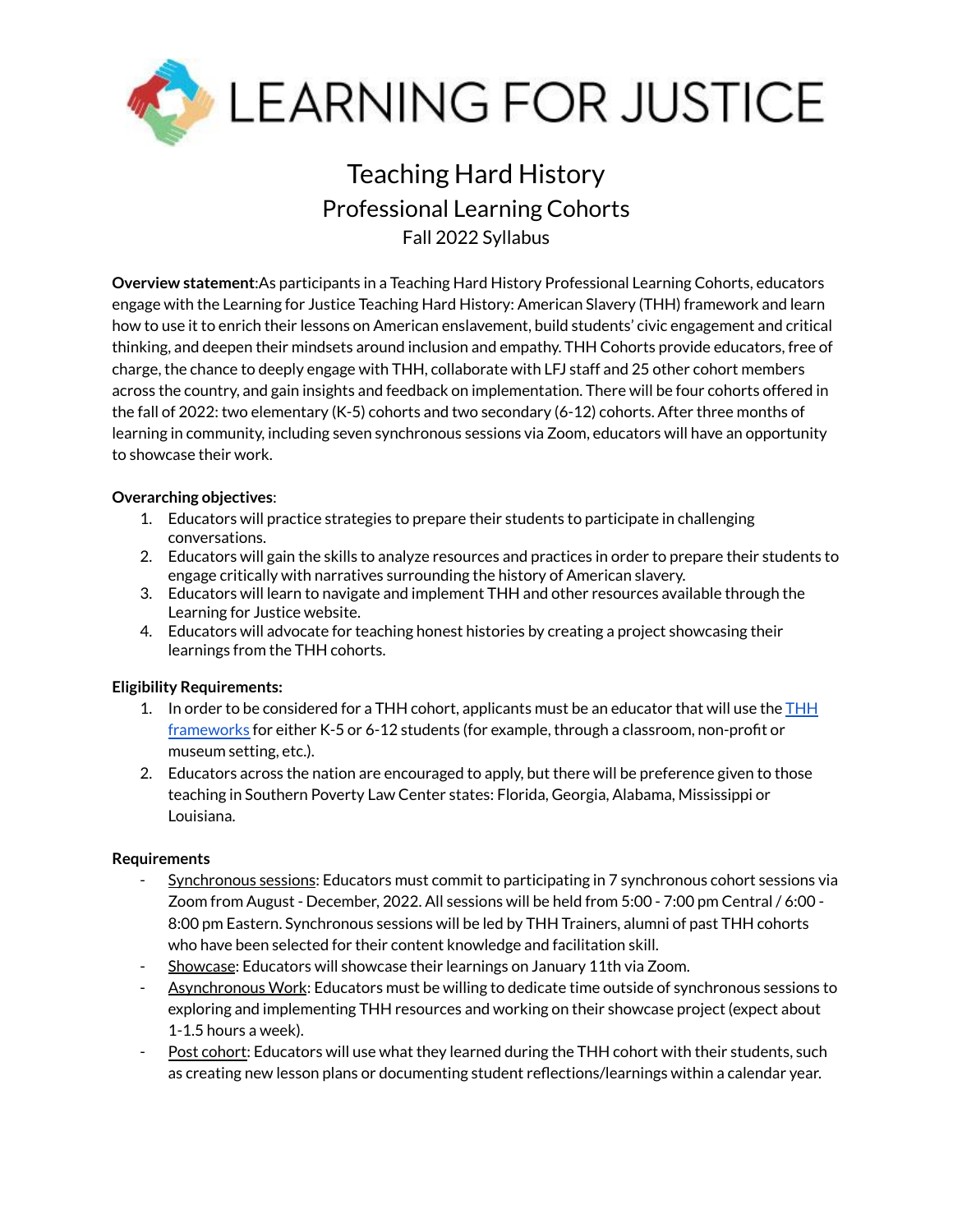LEARNING FOR JUSTICE

# Teaching Hard History

## Professional Learning Cohorts

### Fall 2022 Syllabus

**Overview statement**:As participants in a Teaching Hard History Professional Learning Cohorts, educators engage with the Learning for Justice Teaching Hard History: American Slavery (THH) framework and learn how to use it to enrich their lessons on American enslavement, build students' civic engagement and critical thinking, and deepen their mindsets around inclusion and empathy. THH Cohorts provide educators, free of charge, the chance to deeply engage with THH, collaborate with LFJ staff and 25 other cohort members across the country, and gain insights and feedback on implementation. There will be four cohorts offered in the fall of 2022: two elementary (K-5) cohorts and two secondary (6-12) cohorts. After three months of learning in community, including seven synchronous sessions via Zoom, educators will have an opportunity to showcase their work.

**Overarching objectives**:

1. Educators will practice strategies to prepare their students to participate in challenging conversations.
2. Educators will gain the skills to analyze resources and practices in order to prepare their students to engage critically with narratives surrounding the history of American slavery.
3. Educators will learn to navigate and implement THH and other resources available through the Learning for Justice website.
4. Educators will advocate for teaching honest histories by creating a project showcasing their learnings from the THH cohorts.

**Eligibility Requirements:**

1. In order to be considered for a THH cohort, applicants must be an educator that will use the THH frameworks for either K-5 or 6-12 students (for example, through a classroom, non-profit or museum setting, etc.).
2. Educators across the nation are encouraged to apply, but there will be preference given to those teaching in Southern Poverty Law Center states: Florida, Georgia, Alabama, Mississippi or Louisiana.

**Requirements**

- Synchronous sessions: Educators must commit to participating in 7 synchronous cohort sessions via Zoom from August - December, 2022. All sessions will be held from 5:00 - 7:00 pm Central / 6:00 - 8:00 pm Eastern. Synchronous sessions will be led by THH Trainers, alumni of past THH cohorts who have been selected for their content knowledge and facilitation skill.
- Showcase: Educators will showcase their learnings on January 11th via Zoom.
- Asynchronous Work: Educators must be willing to dedicate time outside of synchronous sessions to exploring and implementing THH resources and working on their showcase project (expect about 1-1.5 hours a week).
- Post cohort: Educators will use what they learned during the THH cohort with their students, such as creating new lesson plans or documenting student reflections/learnings within a calendar year.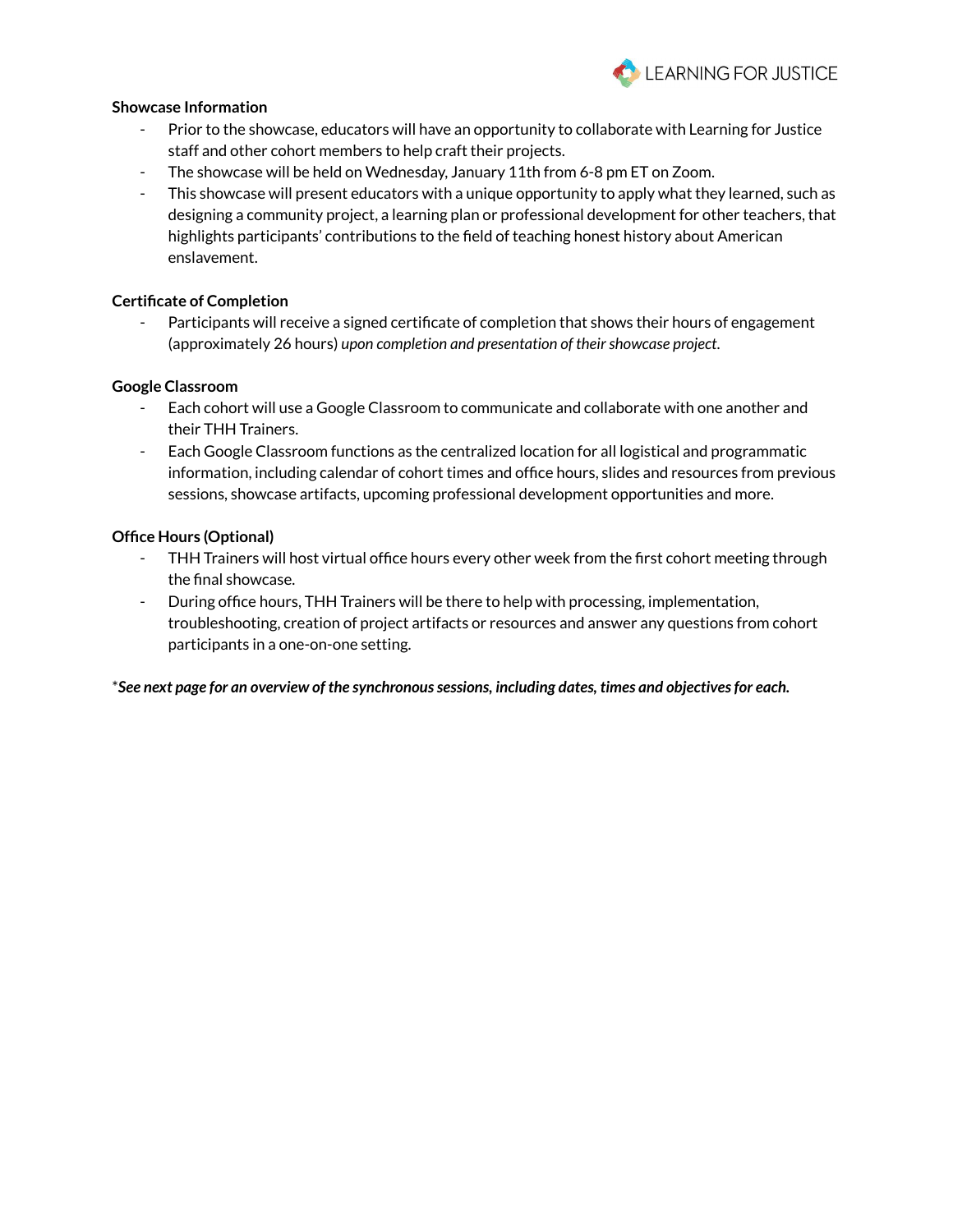**Showcase Information**

- Prior to the showcase, educators will have an opportunity to collaborate with Learning for Justice staff and other cohort members to help craft their projects.
- The showcase will be held on Wednesday, January 11th from 6-8 pm ET on Zoom.
- This showcase will present educators with a unique opportunity to apply what they learned, such as designing a community project, a learning plan or professional development for other teachers, that highlights participants' contributions to the field of teaching honest history about American enslavement.

**Certificate of Completion**

- Participants will receive a signed certificate of completion that shows their hours of engagement (approximately 26 hours) *upon completion and presentation of their showcase project.*

**Google Classroom**

- Each cohort will use a Google Classroom to communicate and collaborate with one another and their THH Trainers.
- Each Google Classroom functions as the centralized location for all logistical and programmatic information, including calendar of cohort times and office hours, slides and resources from previous sessions, showcase artifacts, upcoming professional development opportunities and more.

**Office Hours (Optional)**

- THH Trainers will host virtual office hours every other week from the first cohort meeting through the final showcase.
- During office hours, THH Trainers will be there to help with processing, implementation, troubleshooting, creation of project artifacts or resources and answer any questions from cohort participants in a one-on-one setting.

\****See next page for an overview of the synchronous sessions, including dates, times and objectives for each.***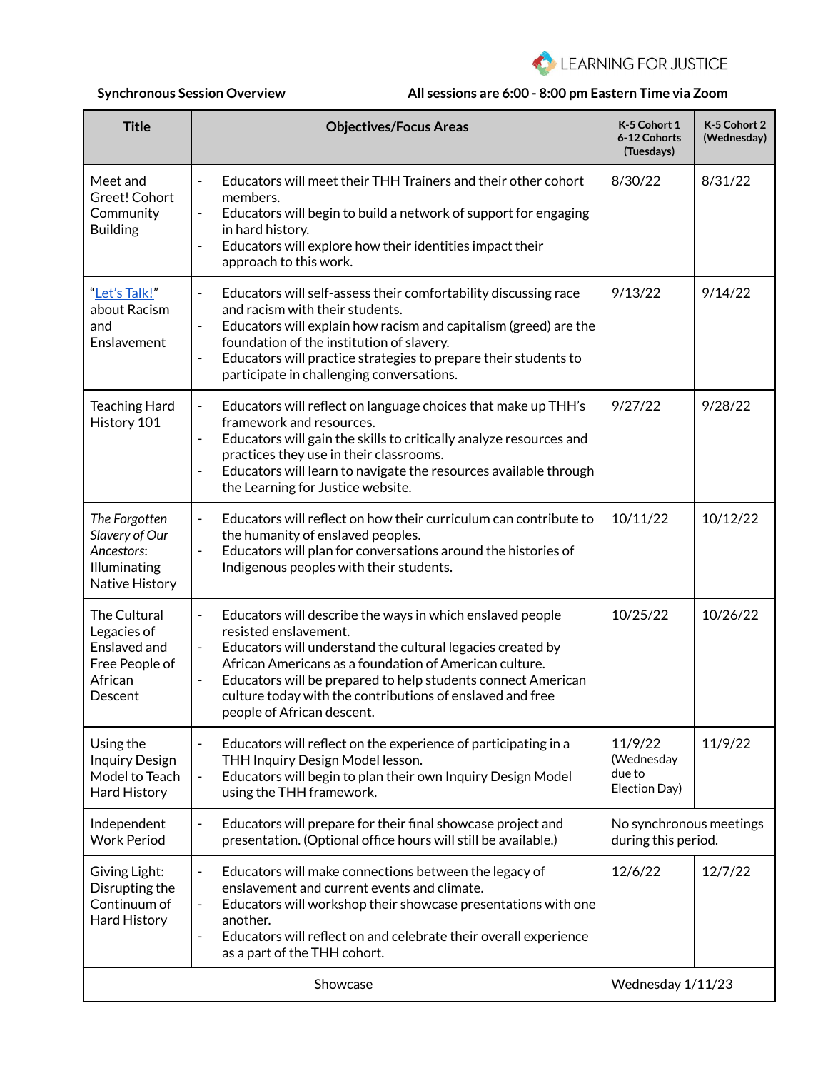LEARNING FOR JUSTICE

**Synchronous Session Overview** **All sessions are 6:00 - 8:00 pm Eastern Time via Zoom**

| Title | Objectives/Focus Areas | K-5 Cohort 1 6-12 Cohorts (Tuesdays) | K-5 Cohort 2 (Wednesday) |
|---|---|---|---|
| Meet and Greet! Cohort Community Building | - Educators will meet their THH Trainers and their other cohort members.<br>- Educators will begin to build a network of support for engaging in hard history.<br>- Educators will explore how their identities impact their approach to this work. | 8/30/22 | 8/31/22 |
| "Let's Talk!" about Racism and Enslavement | - Educators will self-assess their comfortability discussing race and racism with their students.<br>- Educators will explain how racism and capitalism (greed) are the foundation of the institution of slavery.<br>- Educators will practice strategies to prepare their students to participate in challenging conversations. | 9/13/22 | 9/14/22 |
| Teaching Hard History 101 | - Educators will reflect on language choices that make up THH's framework and resources.<br>- Educators will gain the skills to critically analyze resources and practices they use in their classrooms.<br>- Educators will learn to navigate the resources available through the Learning for Justice website. | 9/27/22 | 9/28/22 |
| *The Forgotten Slavery of Our Ancestors*: Illuminating Native History | - Educators will reflect on how their curriculum can contribute to the humanity of enslaved peoples.<br>- Educators will plan for conversations around the histories of Indigenous peoples with their students. | 10/11/22 | 10/12/22 |
| The Cultural Legacies of Enslaved and Free People of African Descent | - Educators will describe the ways in which enslaved people resisted enslavement.<br>- Educators will understand the cultural legacies created by African Americans as a foundation of American culture.<br>- Educators will be prepared to help students connect American culture today with the contributions of enslaved and free people of African descent. | 10/25/22 | 10/26/22 |
| Using the Inquiry Design Model to Teach Hard History | - Educators will reflect on the experience of participating in a THH Inquiry Design Model lesson.<br>- Educators will begin to plan their own Inquiry Design Model using the THH framework. | 11/9/22 (Wednesday due to Election Day) | 11/9/22 |
| Independent Work Period | - Educators will prepare for their final showcase project and presentation. (Optional office hours will still be available.) | No synchronous meetings during this period. | |
| Giving Light: Disrupting the Continuum of Hard History | - Educators will make connections between the legacy of enslavement and current events and climate.<br>- Educators will workshop their showcase presentations with one another.<br>- Educators will reflect on and celebrate their overall experience as a part of the THH cohort. | 12/6/22 | 12/7/22 |
| Showcase | | Wednesday 1/11/23 | |